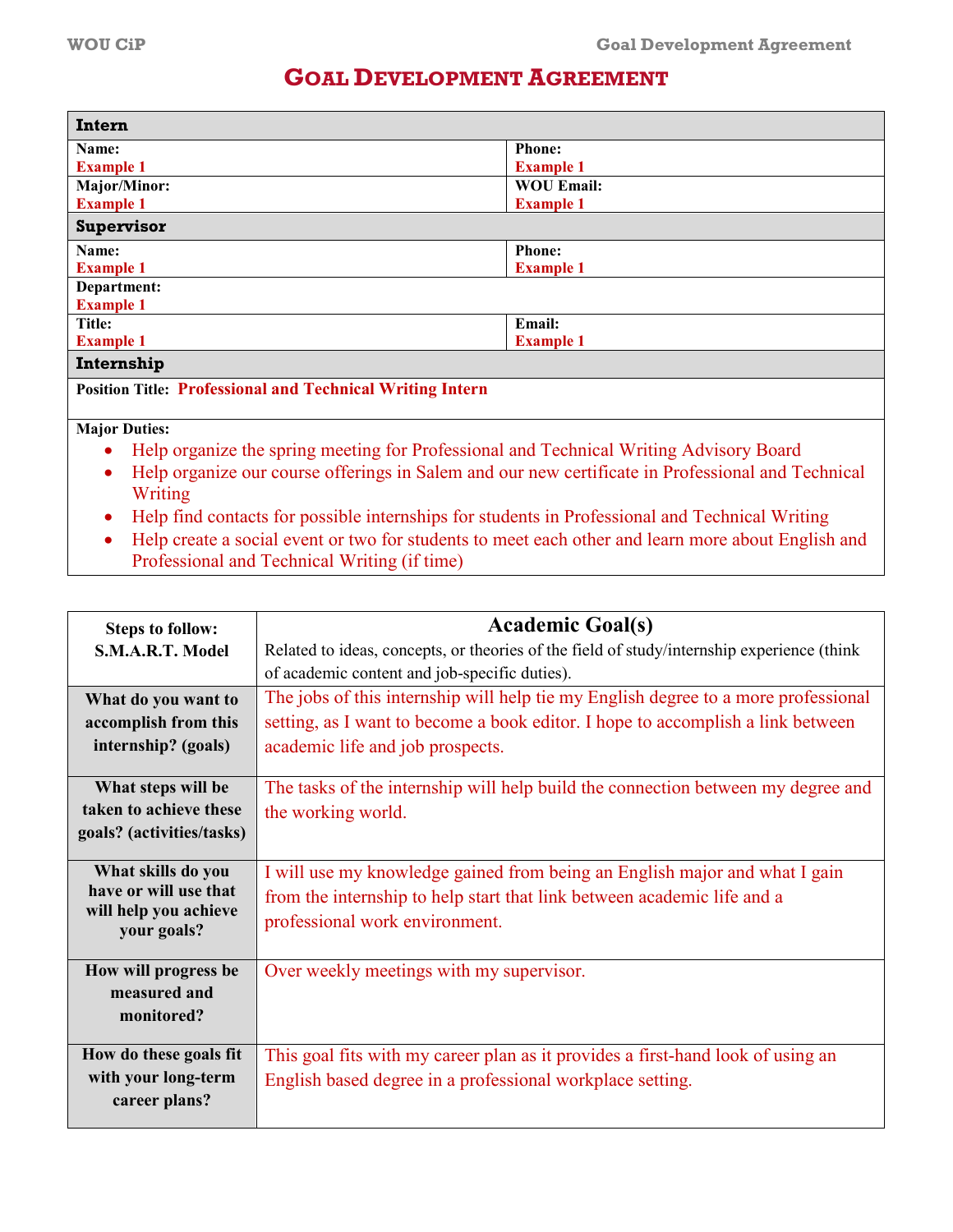# Goal Development Agreement

| **Intern** | |
|---|---|
| **Name:** Example 1 | **Phone:** Example 1 |
| **Major/Minor:** Example 1 | **WOU Email:** Example 1 |
| **Supervisor** | |
| **Name:** Example 1 | **Phone:** Example 1 |
| **Department:** Example 1 | |
| **Title:** Example 1 | **Email:** Example 1 |
| **Internship** | |
| **Position Title:** Professional and Technical Writing Intern | |

**Major Duties:**

- Help organize the spring meeting for Professional and Technical Writing Advisory Board
- Help organize our course offerings in Salem and our new certificate in Professional and Technical Writing
- Help find contacts for possible internships for students in Professional and Technical Writing
- Help create a social event or two for students to meet each other and learn more about English and Professional and Technical Writing (if time)

| Steps to follow: S.M.A.R.T. Model | **Academic Goal(s)** Related to ideas, concepts, or theories of the field of study/internship experience (think of academic content and job-specific duties). |
|---|---|
| **What do you want to accomplish from this internship? (goals)** | The jobs of this internship will help tie my English degree to a more professional setting, as I want to become a book editor. I hope to accomplish a link between academic life and job prospects. |
| **What steps will be taken to achieve these goals? (activities/tasks)** | The tasks of the internship will help build the connection between my degree and the working world. |
| **What skills do you have or will use that will help you achieve your goals?** | I will use my knowledge gained from being an English major and what I gain from the internship to help start that link between academic life and a professional work environment. |
| **How will progress be measured and monitored?** | Over weekly meetings with my supervisor. |
| **How do these goals fit with your long-term career plans?** | This goal fits with my career plan as it provides a first-hand look of using an English based degree in a professional workplace setting. |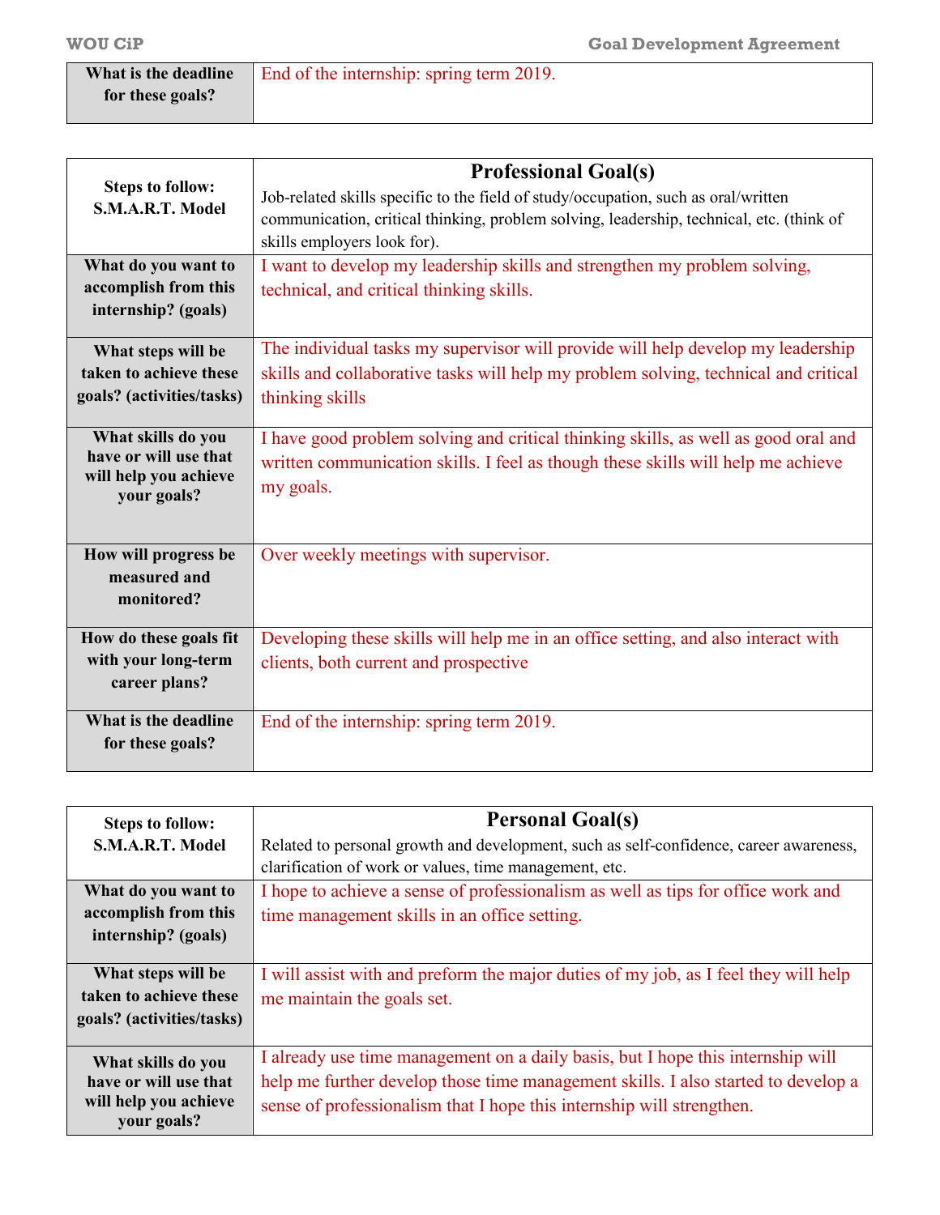| What is the deadline for these goals? | End of the internship: spring term 2019. |
|---|---|

| Steps to follow: S.M.A.R.T. Model | **Professional Goal(s)**<br>Job-related skills specific to the field of study/occupation, such as oral/written communication, critical thinking, problem solving, leadership, technical, etc. (think of skills employers look for). |
|---|---|
| What do you want to accomplish from this internship? (goals) | I want to develop my leadership skills and strengthen my problem solving, technical, and critical thinking skills. |
| What steps will be taken to achieve these goals? (activities/tasks) | The individual tasks my supervisor will provide will help develop my leadership skills and collaborative tasks will help my problem solving, technical and critical thinking skills |
| What skills do you have or will use that will help you achieve your goals? | I have good problem solving and critical thinking skills, as well as good oral and written communication skills. I feel as though these skills will help me achieve my goals. |
| How will progress be measured and monitored? | Over weekly meetings with supervisor. |
| How do these goals fit with your long-term career plans? | Developing these skills will help me in an office setting, and also interact with clients, both current and prospective |
| What is the deadline for these goals? | End of the internship: spring term 2019. |

| Steps to follow: S.M.A.R.T. Model | **Personal Goal(s)**<br>Related to personal growth and development, such as self-confidence, career awareness, clarification of work or values, time management, etc. |
|---|---|
| What do you want to accomplish from this internship? (goals) | I hope to achieve a sense of professionalism as well as tips for office work and time management skills in an office setting. |
| What steps will be taken to achieve these goals? (activities/tasks) | I will assist with and preform the major duties of my job, as I feel they will help me maintain the goals set. |
| What skills do you have or will use that will help you achieve your goals? | I already use time management on a daily basis, but I hope this internship will help me further develop those time management skills. I also started to develop a sense of professionalism that I hope this internship will strengthen. |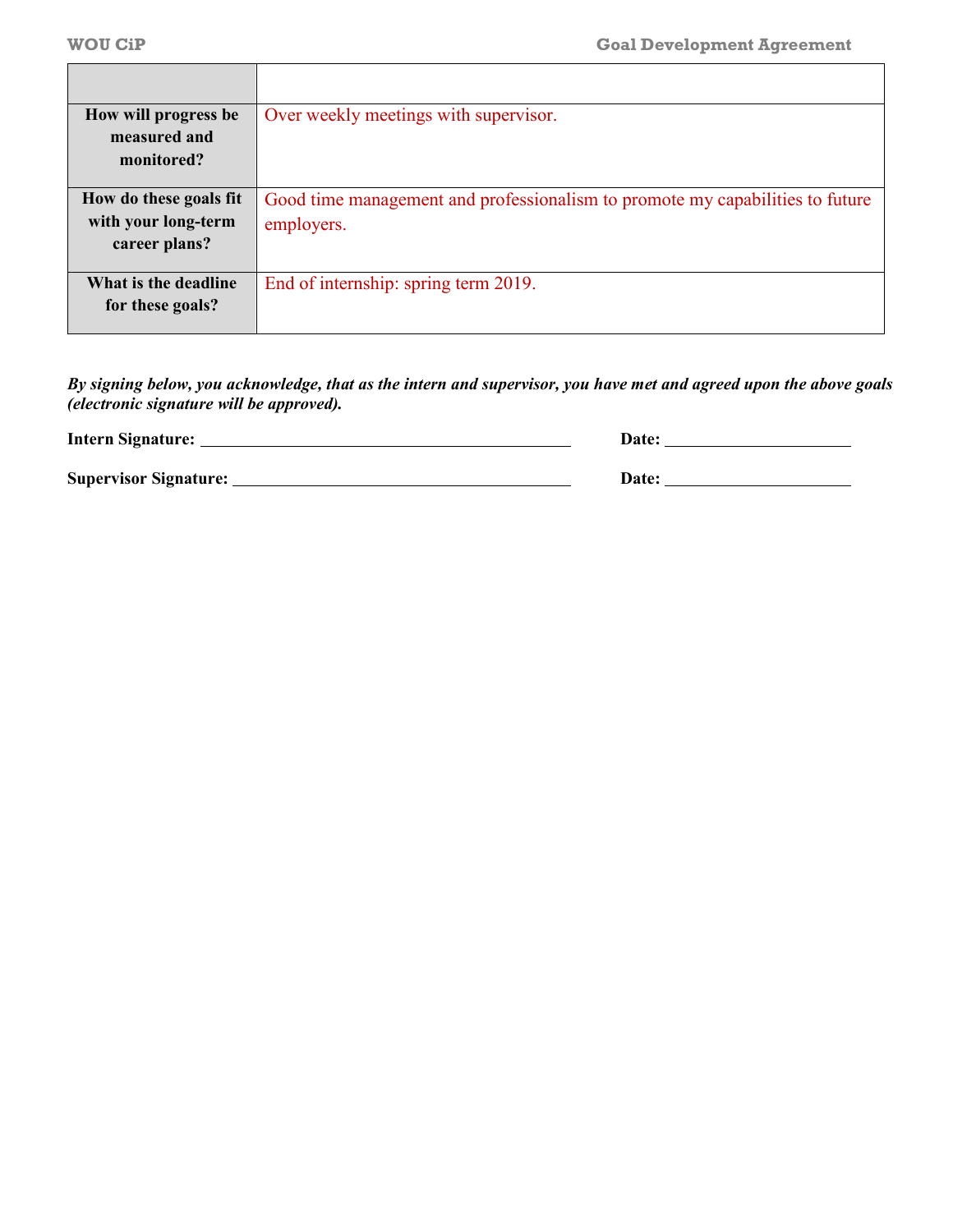| | |
|---|---|
| | |
| **How will progress be measured and monitored?** | Over weekly meetings with supervisor. |
| **How do these goals fit with your long-term career plans?** | Good time management and professionalism to promote my capabilities to future employers. |
| **What is the deadline for these goals?** | End of internship: spring term 2019. |

***By signing below, you acknowledge, that as the intern and supervisor, you have met and agreed upon the above goals (electronic signature will be approved).***

**Intern Signature:** ________________________________ **Date:** ____________________

**Supervisor Signature:** ______________________________ **Date:** ____________________